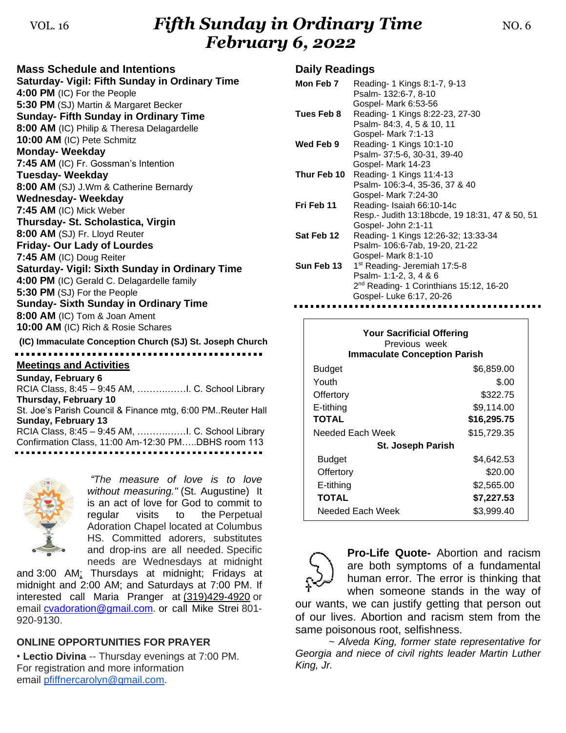VOL. 16

# *Fifth Sunday in Ordinary Time February 6, 2022*

NO. 6

## Mass Schedule and Intentions

**Saturday- Vigil: Fifth Sunday in Ordinary Time**
**4:00 PM** (IC) For the People
**5:30 PM** (SJ) Martin & Margaret Becker
**Sunday- Fifth Sunday in Ordinary Time**
**8:00 AM** (IC) Philip & Theresa Delagardelle
**10:00 AM** (IC) Pete Schmitz
**Monday- Weekday**
**7:45 AM** (IC) Fr. Gossman's Intention
**Tuesday- Weekday**
**8:00 AM** (SJ) J.Wm & Catherine Bernardy
**Wednesday- Weekday**
**7:45 AM** (IC) Mick Weber
**Thursday- St. Scholastica, Virgin**
**8:00 AM** (SJ) Fr. Lloyd Reuter
**Friday- Our Lady of Lourdes**
**7:45 AM** (IC) Doug Reiter
**Saturday- Vigil: Sixth Sunday in Ordinary Time**
**4:00 PM** (IC) Gerald C. Delagardelle family
**5:30 PM** (SJ) For the People
**Sunday- Sixth Sunday in Ordinary Time**
**8:00 AM** (IC) Tom & Joan Ament
**10:00 AM** (IC) Rich & Rosie Schares

**(IC) Immaculate Conception Church (SJ) St. Joseph Church**

## Meetings and Activities

**Sunday, February 6**
RCIA Class, 8:45 – 9:45 AM, …………….I. C. School Library
**Thursday, February 10**
St. Joe's Parish Council & Finance mtg, 6:00 PM..Reuter Hall
**Sunday, February 13**
RCIA Class, 8:45 – 9:45 AM, …………….I. C. School Library
Confirmation Class, 11:00 Am-12:30 PM…..DBHS room 113

*"The measure of love is to love without measuring."* (St. Augustine) It is an act of love for God to commit to regular visits to the Perpetual Adoration Chapel located at Columbus HS. Committed adorers, substitutes and drop-ins are all needed. Specific needs are Wednesdays at midnight and 3:00 AM; Thursdays at midnight; Fridays at midnight and 2:00 AM; and Saturdays at 7:00 PM. If interested call Maria Pranger at (319)429-4920 or email cvadoration@gmail.com. or call Mike Strei 801-920-9130.

## ONLINE OPPORTUNITIES FOR PRAYER

• **Lectio Divina** -- Thursday evenings at 7:00 PM. For registration and more information email pfiffnercarolyn@gmail.com.

## Daily Readings

| | |
|---|---|
| **Mon Feb 7** | Reading- 1 Kings 8:1-7, 9-13<br>Psalm- 132:6-7, 8-10<br>Gospel- Mark 6:53-56 |
| **Tues Feb 8** | Reading- 1 Kings 8:22-23, 27-30<br>Psalm- 84:3, 4, 5 & 10, 11<br>Gospel- Mark 7:1-13 |
| **Wed Feb 9** | Reading- 1 Kings 10:1-10<br>Psalm- 37:5-6, 30-31, 39-40<br>Gospel- Mark 14-23 |
| **Thur Feb 10** | Reading- 1 Kings 11:4-13<br>Psalm- 106:3-4, 35-36, 37 & 40<br>Gospel- Mark 7:24-30 |
| **Fri Feb 11** | Reading- Isaiah 66:10-14c<br>Resp.- Judith 13:18bcde, 19 18:31, 47 & 50, 51<br>Gospel- John 2:1-11 |
| **Sat Feb 12** | Reading- 1 Kings 12:26-32; 13:33-34<br>Psalm- 106:6-7ab, 19-20, 21-22<br>Gospel- Mark 8:1-10 |
| **Sun Feb 13** | 1st Reading- Jeremiah 17:5-8<br>Psalm- 1:1-2, 3, 4 & 6<br>2nd Reading- 1 Corinthians 15:12, 16-20<br>Gospel- Luke 6:17, 20-26 |

**Your Sacrificial Offering**
Previous week

| **Immaculate Conception Parish** | |
|---|---|
| Budget | $6,859.00 |
| Youth | $.00 |
| Offertory | $322.75 |
| E-tithing | $9,114.00 |
| **TOTAL** | **$16,295.75** |
| Needed Each Week | $15,729.35 |
| **St. Joseph Parish** | |
| Budget | $4,642.53 |
| Offertory | $20.00 |
| E-tithing | $2,565.00 |
| **TOTAL** | **$7,227.53** |
| Needed Each Week | $3,999.40 |

**Pro-Life Quote-** Abortion and racism are both symptoms of a fundamental human error. The error is thinking that when someone stands in the way of our wants, we can justify getting that person out of our lives. Abortion and racism stem from the same poisonous root, selfishness.

*~ Alveda King, former state representative for Georgia and niece of civil rights leader Martin Luther King, Jr.*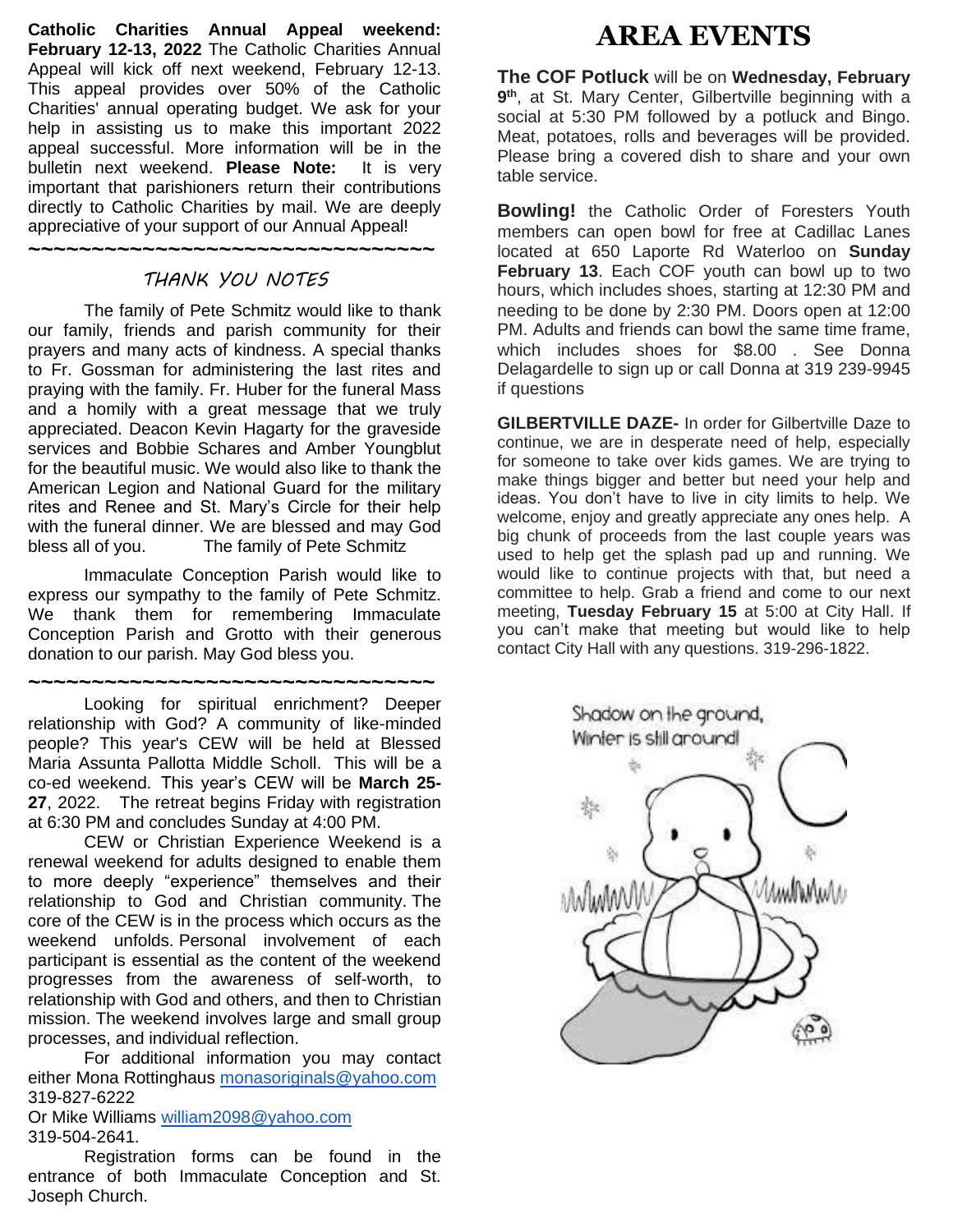**Catholic Charities Annual Appeal weekend: February 12-13, 2022** The Catholic Charities Annual Appeal will kick off next weekend, February 12-13. This appeal provides over 50% of the Catholic Charities' annual operating budget. We ask for your help in assisting us to make this important 2022 appeal successful. More information will be in the bulletin next weekend. **Please Note:** It is very important that parishioners return their contributions directly to Catholic Charities by mail. We are deeply appreciative of your support of our Annual Appeal!

~~~~~~~~~~~~~~~~~~~~~~~~~~~~~~~~~~

## THANK YOU NOTES

The family of Pete Schmitz would like to thank our family, friends and parish community for their prayers and many acts of kindness. A special thanks to Fr. Gossman for administering the last rites and praying with the family. Fr. Huber for the funeral Mass and a homily with a great message that we truly appreciated. Deacon Kevin Hagarty for the graveside services and Bobbie Schares and Amber Youngblut for the beautiful music. We would also like to thank the American Legion and National Guard for the military rites and Renee and St. Mary's Circle for their help with the funeral dinner. We are blessed and may God bless all of you. The family of Pete Schmitz

Immaculate Conception Parish would like to express our sympathy to the family of Pete Schmitz. We thank them for remembering Immaculate Conception Parish and Grotto with their generous donation to our parish. May God bless you.

~~~~~~~~~~~~~~~~~~~~~~~~~~~~~~~~~~

Looking for spiritual enrichment? Deeper relationship with God? A community of like-minded people? This year's CEW will be held at Blessed Maria Assunta Pallotta Middle Scholl. This will be a co-ed weekend. This year's CEW will be **March 25-27**, 2022. The retreat begins Friday with registration at 6:30 PM and concludes Sunday at 4:00 PM.

CEW or Christian Experience Weekend is a renewal weekend for adults designed to enable them to more deeply "experience" themselves and their relationship to God and Christian community. The core of the CEW is in the process which occurs as the weekend unfolds. Personal involvement of each participant is essential as the content of the weekend progresses from the awareness of self-worth, to relationship with God and others, and then to Christian mission. The weekend involves large and small group processes, and individual reflection.

For additional information you may contact either Mona Rottinghaus monasoriginals@yahoo.com 319-827-6222
Or Mike Williams william2098@yahoo.com 319-504-2641.

Registration forms can be found in the entrance of both Immaculate Conception and St. Joseph Church.

# AREA EVENTS

**The COF Potluck** will be on **Wednesday, February 9th**, at St. Mary Center, Gilbertville beginning with a social at 5:30 PM followed by a potluck and Bingo. Meat, potatoes, rolls and beverages will be provided. Please bring a covered dish to share and your own table service.

**Bowling!** the Catholic Order of Foresters Youth members can open bowl for free at Cadillac Lanes located at 650 Laporte Rd Waterloo on **Sunday February 13**. Each COF youth can bowl up to two hours, which includes shoes, starting at 12:30 PM and needing to be done by 2:30 PM. Doors open at 12:00 PM. Adults and friends can bowl the same time frame, which includes shoes for $8.00 . See Donna Delagardelle to sign up or call Donna at 319 239-9945 if questions

**GILBERTVILLE DAZE-** In order for Gilbertville Daze to continue, we are in desperate need of help, especially for someone to take over kids games. We are trying to make things bigger and better but need your help and ideas. You don't have to live in city limits to help. We welcome, enjoy and greatly appreciate any ones help. A big chunk of proceeds from the last couple years was used to help get the splash pad up and running. We would like to continue projects with that, but need a committee to help. Grab a friend and come to our next meeting, **Tuesday February 15** at 5:00 at City Hall. If you can't make that meeting but would like to help contact City Hall with any questions. 319-296-1822.

Shadow on the ground,
Winter is still around!